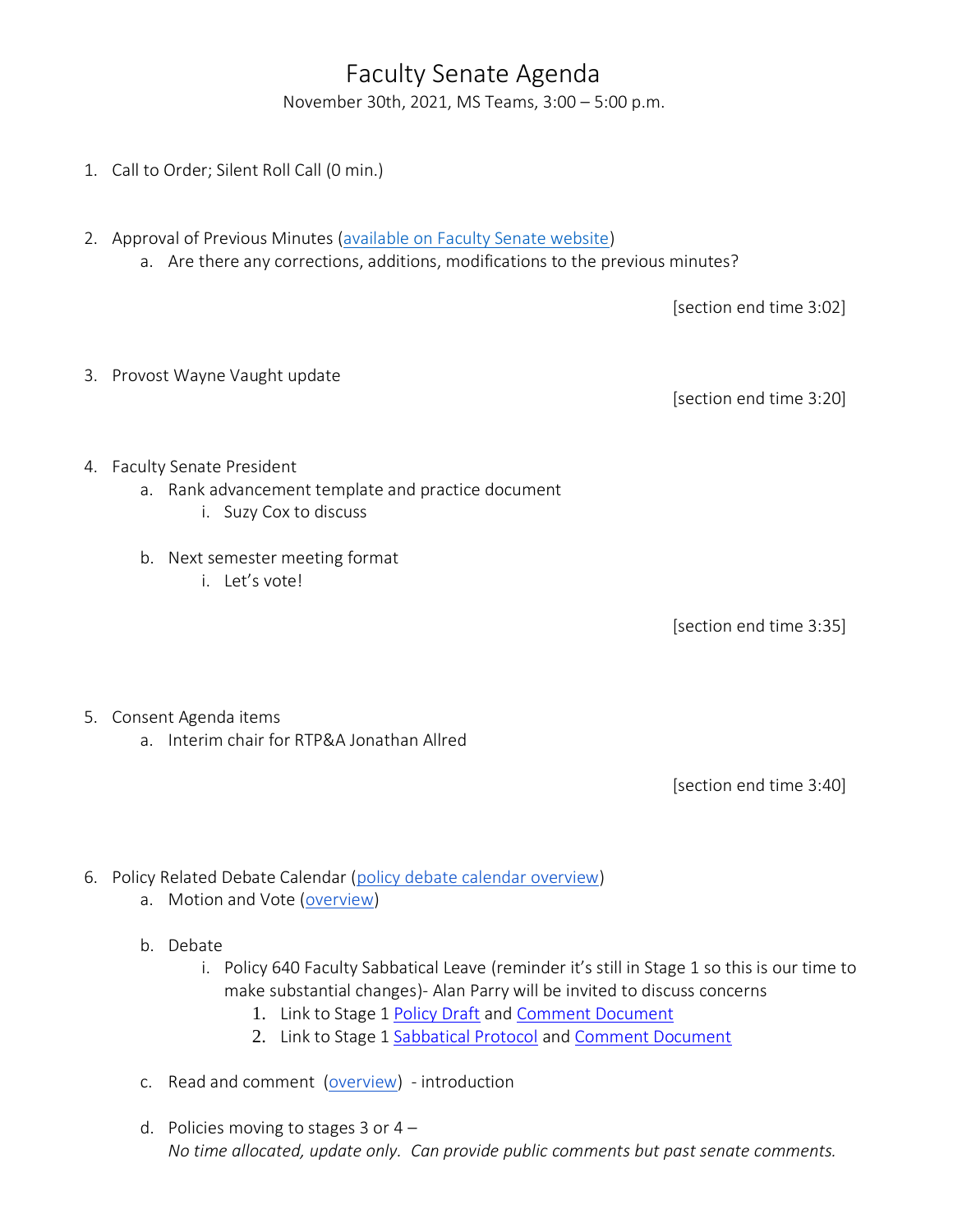# Faculty Senate Agenda

November 30th, 2021, MS Teams, 3:00 – 5:00 p.m.

1. Call to Order; Silent Roll Call (0 min.)

2. Approval of Previous Minutes (available on Faculty Senate website)
    a. Are there any corrections, additions, modifications to the previous minutes?

[section end time 3:02]

3. Provost Wayne Vaught update

[section end time 3:20]

4. Faculty Senate President
    a. Rank advancement template and practice document
        i. Suzy Cox to discuss

    b. Next semester meeting format
        i. Let's vote!

[section end time 3:35]

5. Consent Agenda items
    a. Interim chair for RTP&A Jonathan Allred

[section end time 3:40]

6. Policy Related Debate Calendar (policy debate calendar overview)
    a. Motion and Vote (overview)

    b. Debate
        i. Policy 640 Faculty Sabbatical Leave (reminder it's still in Stage 1 so this is our time to make substantial changes)- Alan Parry will be invited to discuss concerns
            1. Link to Stage 1 Policy Draft and Comment Document
            2. Link to Stage 1 Sabbatical Protocol and Comment Document

    c. Read and comment (overview) - introduction

    d. Policies moving to stages 3 or 4 –
    *No time allocated, update only. Can provide public comments but past senate comments.*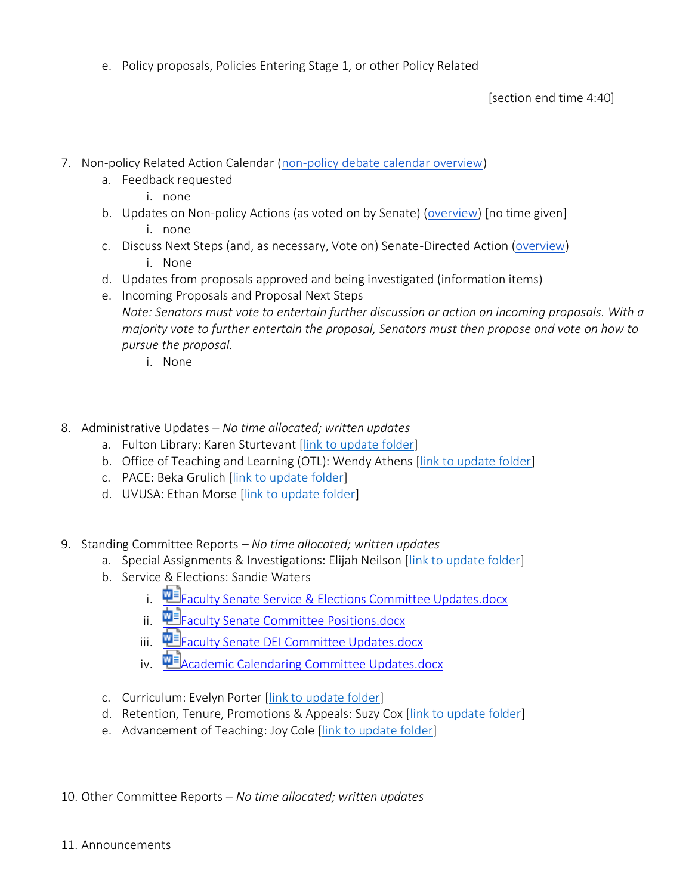e. Policy proposals, Policies Entering Stage 1, or other Policy Related

[section end time 4:40]

7. Non-policy Related Action Calendar (non-policy debate calendar overview)
   a. Feedback requested
      i. none
   b. Updates on Non-policy Actions (as voted on by Senate) (overview) [no time given]
      i. none
   c. Discuss Next Steps (and, as necessary, Vote on) Senate-Directed Action (overview)
      i. None
   d. Updates from proposals approved and being investigated (information items)
   e. Incoming Proposals and Proposal Next Steps
      *Note: Senators must vote to entertain further discussion or action on incoming proposals. With a majority vote to further entertain the proposal, Senators must then propose and vote on how to pursue the proposal.*
      i. None

8. Administrative Updates – *No time allocated; written updates*
   a. Fulton Library: Karen Sturtevant [link to update folder]
   b. Office of Teaching and Learning (OTL): Wendy Athens [link to update folder]
   c. PACE: Beka Grulich [link to update folder]
   d. UVUSA: Ethan Morse [link to update folder]

9. Standing Committee Reports – *No time allocated; written updates*
   a. Special Assignments & Investigations: Elijah Neilson [link to update folder]
   b. Service & Elections: Sandie Waters
      i. Faculty Senate Service & Elections Committee Updates.docx
      ii. Faculty Senate Committee Positions.docx
      iii. Faculty Senate DEI Committee Updates.docx
      iv. Academic Calendaring Committee Updates.docx
   c. Curriculum: Evelyn Porter [link to update folder]
   d. Retention, Tenure, Promotions & Appeals: Suzy Cox [link to update folder]
   e. Advancement of Teaching: Joy Cole [link to update folder]

10. Other Committee Reports – *No time allocated; written updates*

11. Announcements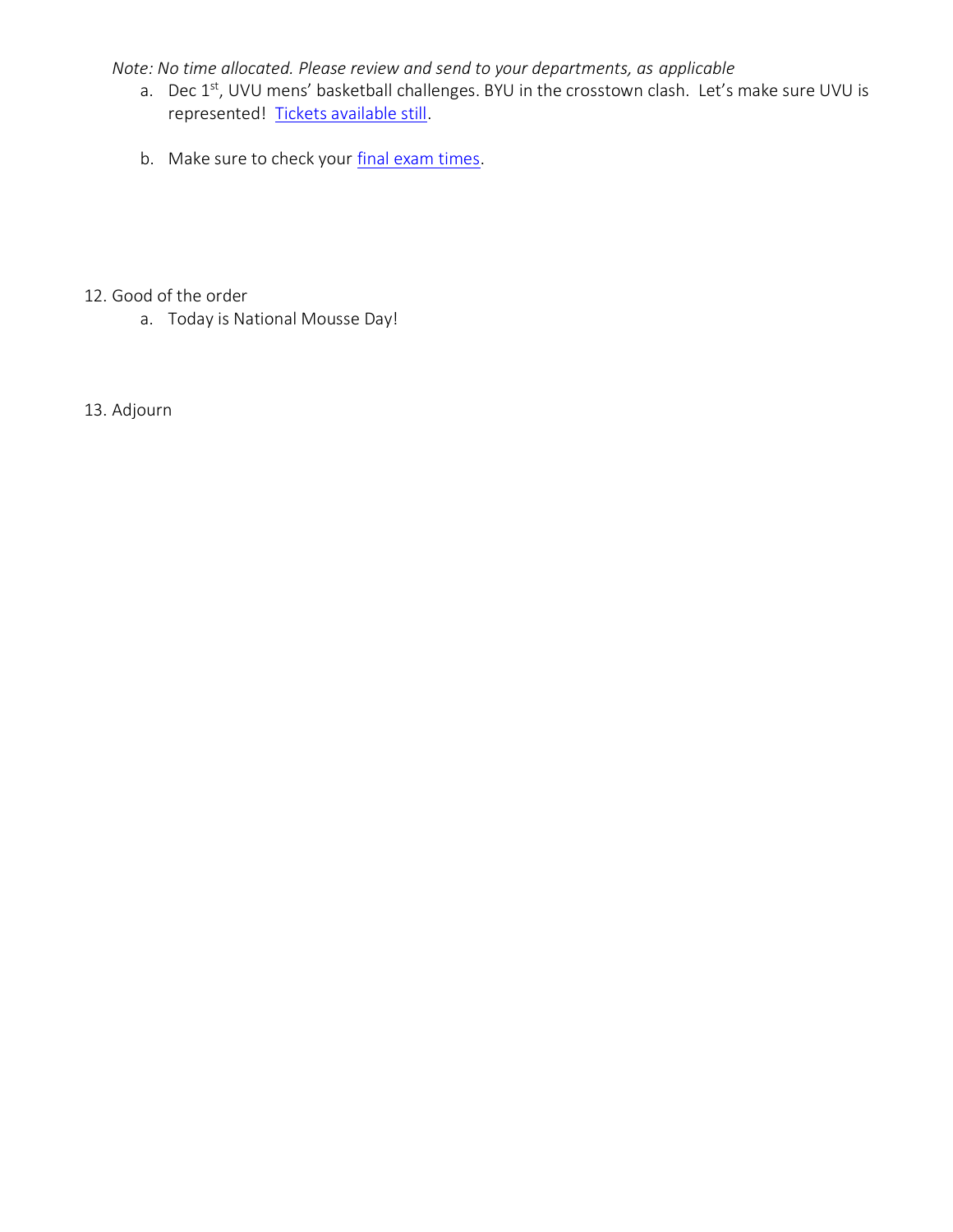*Note: No time allocated. Please review and send to your departments, as applicable*

a. Dec 1st, UVU mens' basketball challenges. BYU in the crosstown clash. Let's make sure UVU is represented! Tickets available still.

b. Make sure to check your final exam times.

12. Good of the order

    a. Today is National Mousse Day!

13. Adjourn